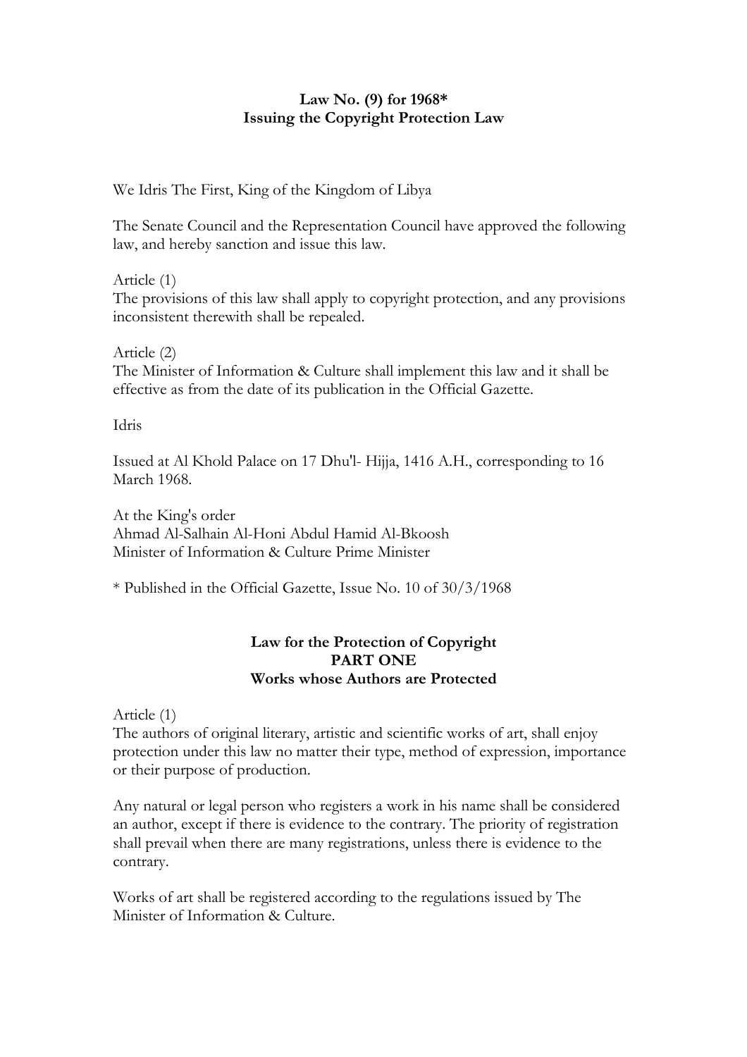**Law No. (9) for 1968***
**Issuing the Copyright Protection Law**

We Idris The First, King of the Kingdom of Libya

The Senate Council and the Representation Council have approved the following law, and hereby sanction and issue this law.

Article (1)
The provisions of this law shall apply to copyright protection, and any provisions inconsistent therewith shall be repealed.

Article (2)
The Minister of Information & Culture shall implement this law and it shall be effective as from the date of its publication in the Official Gazette.

Idris

Issued at Al Khold Palace on 17 Dhu'l- Hijja, 1416 A.H., corresponding to 16 March 1968.

At the King's order
Ahmad Al-Salhain Al-Honi Abdul Hamid Al-Bkoosh
Minister of Information & Culture Prime Minister

* Published in the Official Gazette, Issue No. 10 of 30/3/1968

**Law for the Protection of Copyright**
**PART ONE**
**Works whose Authors are Protected**

Article (1)
The authors of original literary, artistic and scientific works of art, shall enjoy protection under this law no matter their type, method of expression, importance or their purpose of production.

Any natural or legal person who registers a work in his name shall be considered an author, except if there is evidence to the contrary. The priority of registration shall prevail when there are many registrations, unless there is evidence to the contrary.

Works of art shall be registered according to the regulations issued by The Minister of Information & Culture.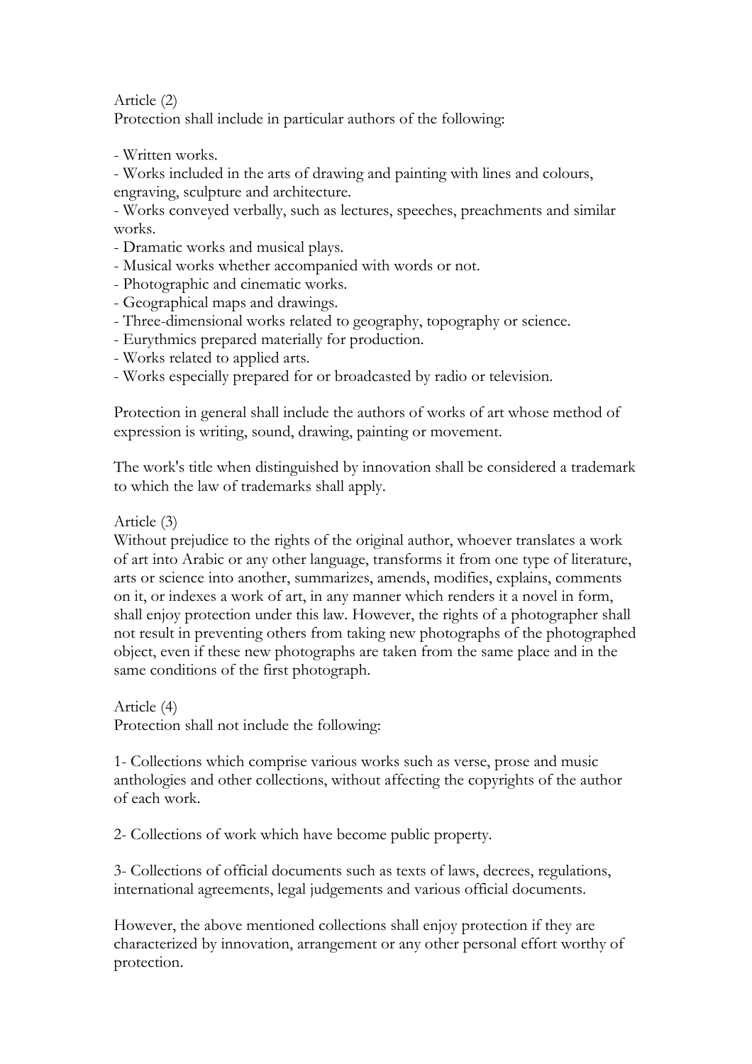Article (2)
Protection shall include in particular authors of the following:

- Written works.
- Works included in the arts of drawing and painting with lines and colours, engraving, sculpture and architecture.
- Works conveyed verbally, such as lectures, speeches, preachments and similar works.
- Dramatic works and musical plays.
- Musical works whether accompanied with words or not.
- Photographic and cinematic works.
- Geographical maps and drawings.
- Three-dimensional works related to geography, topography or science.
- Eurythmics prepared materially for production.
- Works related to applied arts.
- Works especially prepared for or broadcasted by radio or television.

Protection in general shall include the authors of works of art whose method of expression is writing, sound, drawing, painting or movement.

The work's title when distinguished by innovation shall be considered a trademark to which the law of trademarks shall apply.

Article (3)
Without prejudice to the rights of the original author, whoever translates a work of art into Arabic or any other language, transforms it from one type of literature, arts or science into another, summarizes, amends, modifies, explains, comments on it, or indexes a work of art, in any manner which renders it a novel in form, shall enjoy protection under this law. However, the rights of a photographer shall not result in preventing others from taking new photographs of the photographed object, even if these new photographs are taken from the same place and in the same conditions of the first photograph.

Article (4)
Protection shall not include the following:

1- Collections which comprise various works such as verse, prose and music anthologies and other collections, without affecting the copyrights of the author of each work.

2- Collections of work which have become public property.

3- Collections of official documents such as texts of laws, decrees, regulations, international agreements, legal judgements and various official documents.

However, the above mentioned collections shall enjoy protection if they are characterized by innovation, arrangement or any other personal effort worthy of protection.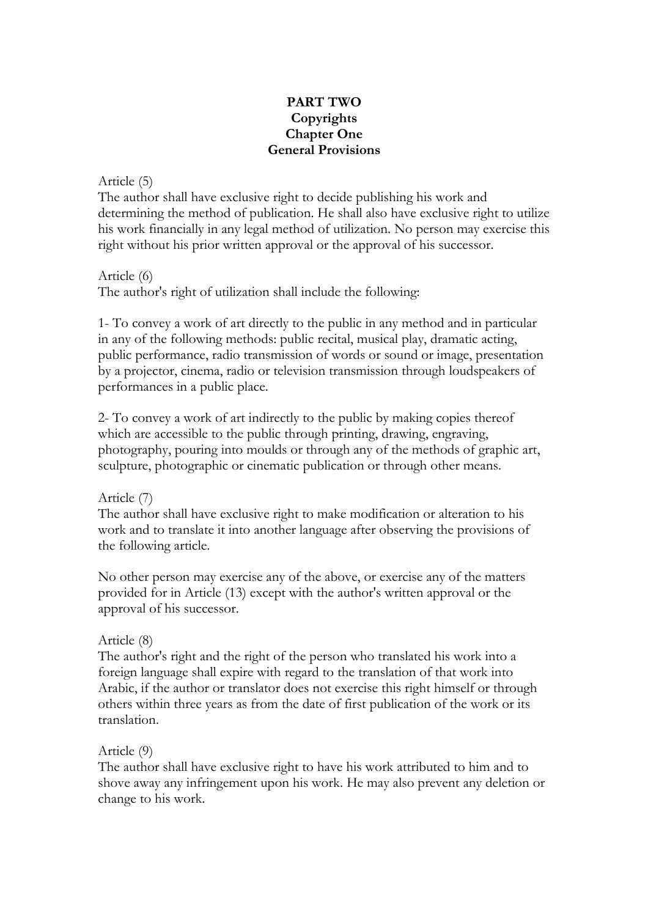# PART TWO
## Copyrights
## Chapter One
## General Provisions

Article (5)
The author shall have exclusive right to decide publishing his work and determining the method of publication. He shall also have exclusive right to utilize his work financially in any legal method of utilization. No person may exercise this right without his prior written approval or the approval of his successor.

Article (6)
The author's right of utilization shall include the following:

1- To convey a work of art directly to the public in any method and in particular in any of the following methods: public recital, musical play, dramatic acting, public performance, radio transmission of words or sound or image, presentation by a projector, cinema, radio or television transmission through loudspeakers of performances in a public place.

2- To convey a work of art indirectly to the public by making copies thereof which are accessible to the public through printing, drawing, engraving, photography, pouring into moulds or through any of the methods of graphic art, sculpture, photographic or cinematic publication or through other means.

Article (7)
The author shall have exclusive right to make modification or alteration to his work and to translate it into another language after observing the provisions of the following article.

No other person may exercise any of the above, or exercise any of the matters provided for in Article (13) except with the author's written approval or the approval of his successor.

Article (8)
The author's right and the right of the person who translated his work into a foreign language shall expire with regard to the translation of that work into Arabic, if the author or translator does not exercise this right himself or through others within three years as from the date of first publication of the work or its translation.

Article (9)
The author shall have exclusive right to have his work attributed to him and to shove away any infringement upon his work. He may also prevent any deletion or change to his work.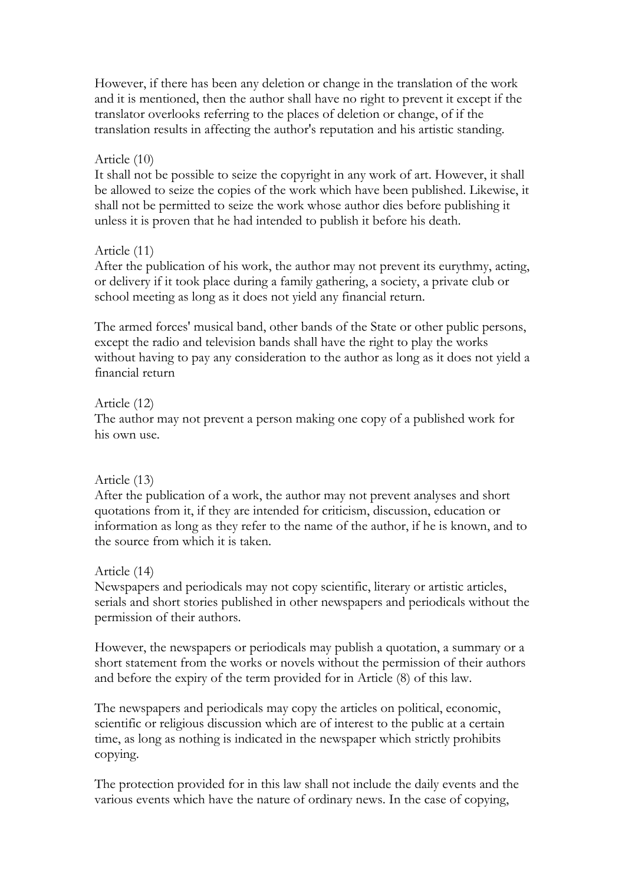However, if there has been any deletion or change in the translation of the work and it is mentioned, then the author shall have no right to prevent it except if the translator overlooks referring to the places of deletion or change, of if the translation results in affecting the author's reputation and his artistic standing.

Article (10)
It shall not be possible to seize the copyright in any work of art. However, it shall be allowed to seize the copies of the work which have been published. Likewise, it shall not be permitted to seize the work whose author dies before publishing it unless it is proven that he had intended to publish it before his death.

Article (11)
After the publication of his work, the author may not prevent its eurythmy, acting, or delivery if it took place during a family gathering, a society, a private club or school meeting as long as it does not yield any financial return.

The armed forces' musical band, other bands of the State or other public persons, except the radio and television bands shall have the right to play the works without having to pay any consideration to the author as long as it does not yield a financial return

Article (12)
The author may not prevent a person making one copy of a published work for his own use.

Article (13)
After the publication of a work, the author may not prevent analyses and short quotations from it, if they are intended for criticism, discussion, education or information as long as they refer to the name of the author, if he is known, and to the source from which it is taken.

Article (14)
Newspapers and periodicals may not copy scientific, literary or artistic articles, serials and short stories published in other newspapers and periodicals without the permission of their authors.

However, the newspapers or periodicals may publish a quotation, a summary or a short statement from the works or novels without the permission of their authors and before the expiry of the term provided for in Article (8) of this law.

The newspapers and periodicals may copy the articles on political, economic, scientific or religious discussion which are of interest to the public at a certain time, as long as nothing is indicated in the newspaper which strictly prohibits copying.

The protection provided for in this law shall not include the daily events and the various events which have the nature of ordinary news. In the case of copying,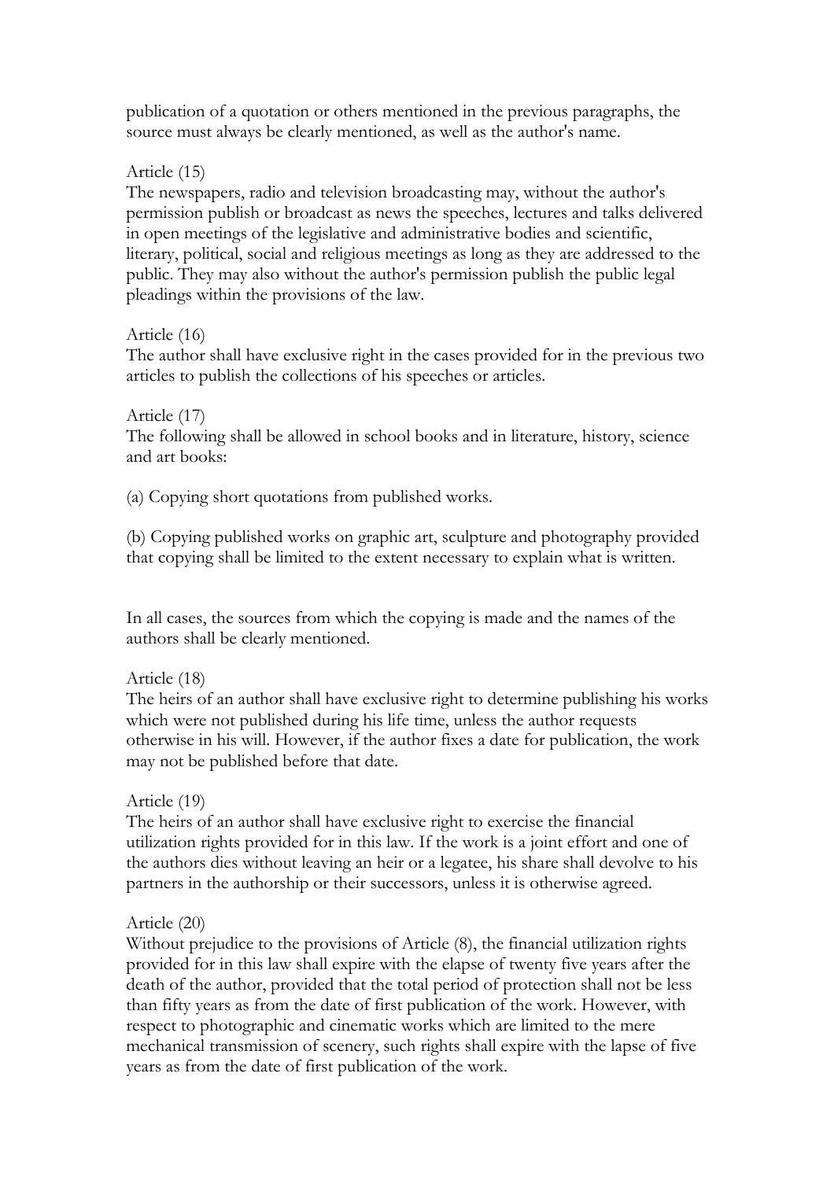publication of a quotation or others mentioned in the previous paragraphs, the source must always be clearly mentioned, as well as the author's name.

Article (15)
The newspapers, radio and television broadcasting may, without the author's permission publish or broadcast as news the speeches, lectures and talks delivered in open meetings of the legislative and administrative bodies and scientific, literary, political, social and religious meetings as long as they are addressed to the public. They may also without the author's permission publish the public legal pleadings within the provisions of the law.

Article (16)
The author shall have exclusive right in the cases provided for in the previous two articles to publish the collections of his speeches or articles.

Article (17)
The following shall be allowed in school books and in literature, history, science and art books:

(a) Copying short quotations from published works.

(b) Copying published works on graphic art, sculpture and photography provided that copying shall be limited to the extent necessary to explain what is written.

In all cases, the sources from which the copying is made and the names of the authors shall be clearly mentioned.

Article (18)
The heirs of an author shall have exclusive right to determine publishing his works which were not published during his life time, unless the author requests otherwise in his will. However, if the author fixes a date for publication, the work may not be published before that date.

Article (19)
The heirs of an author shall have exclusive right to exercise the financial utilization rights provided for in this law. If the work is a joint effort and one of the authors dies without leaving an heir or a legatee, his share shall devolve to his partners in the authorship or their successors, unless it is otherwise agreed.

Article (20)
Without prejudice to the provisions of Article (8), the financial utilization rights provided for in this law shall expire with the elapse of twenty five years after the death of the author, provided that the total period of protection shall not be less than fifty years as from the date of first publication of the work. However, with respect to photographic and cinematic works which are limited to the mere mechanical transmission of scenery, such rights shall expire with the lapse of five years as from the date of first publication of the work.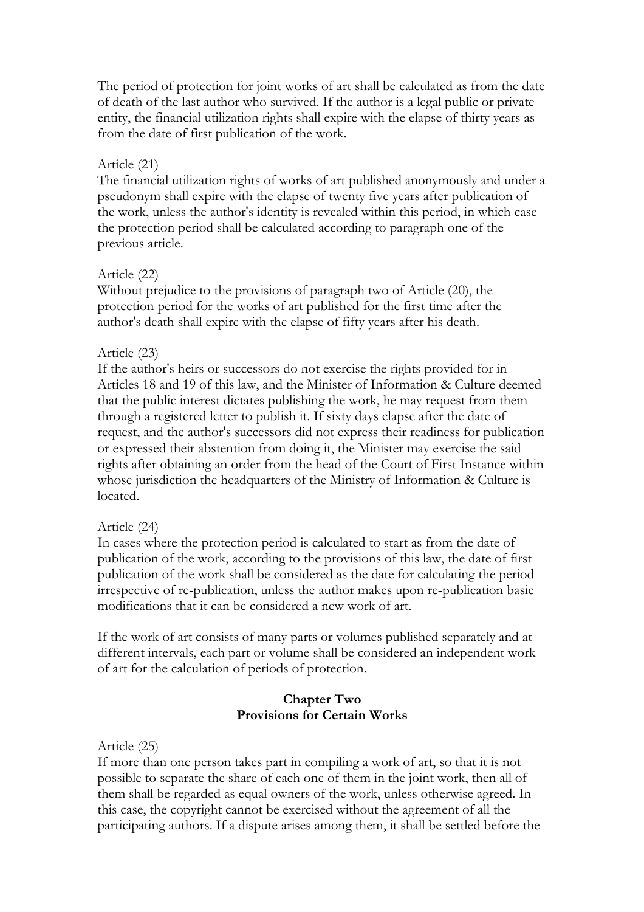The period of protection for joint works of art shall be calculated as from the date of death of the last author who survived. If the author is a legal public or private entity, the financial utilization rights shall expire with the elapse of thirty years as from the date of first publication of the work.

Article (21)
The financial utilization rights of works of art published anonymously and under a pseudonym shall expire with the elapse of twenty five years after publication of the work, unless the author's identity is revealed within this period, in which case the protection period shall be calculated according to paragraph one of the previous article.

Article (22)
Without prejudice to the provisions of paragraph two of Article (20), the protection period for the works of art published for the first time after the author's death shall expire with the elapse of fifty years after his death.

Article (23)
If the author's heirs or successors do not exercise the rights provided for in Articles 18 and 19 of this law, and the Minister of Information & Culture deemed that the public interest dictates publishing the work, he may request from them through a registered letter to publish it. If sixty days elapse after the date of request, and the author's successors did not express their readiness for publication or expressed their abstention from doing it, the Minister may exercise the said rights after obtaining an order from the head of the Court of First Instance within whose jurisdiction the headquarters of the Ministry of Information & Culture is located.

Article (24)
In cases where the protection period is calculated to start as from the date of publication of the work, according to the provisions of this law, the date of first publication of the work shall be considered as the date for calculating the period irrespective of re-publication, unless the author makes upon re-publication basic modifications that it can be considered a new work of art.

If the work of art consists of many parts or volumes published separately and at different intervals, each part or volume shall be considered an independent work of art for the calculation of periods of protection.

## Chapter Two
## Provisions for Certain Works

Article (25)
If more than one person takes part in compiling a work of art, so that it is not possible to separate the share of each one of them in the joint work, then all of them shall be regarded as equal owners of the work, unless otherwise agreed. In this case, the copyright cannot be exercised without the agreement of all the participating authors. If a dispute arises among them, it shall be settled before the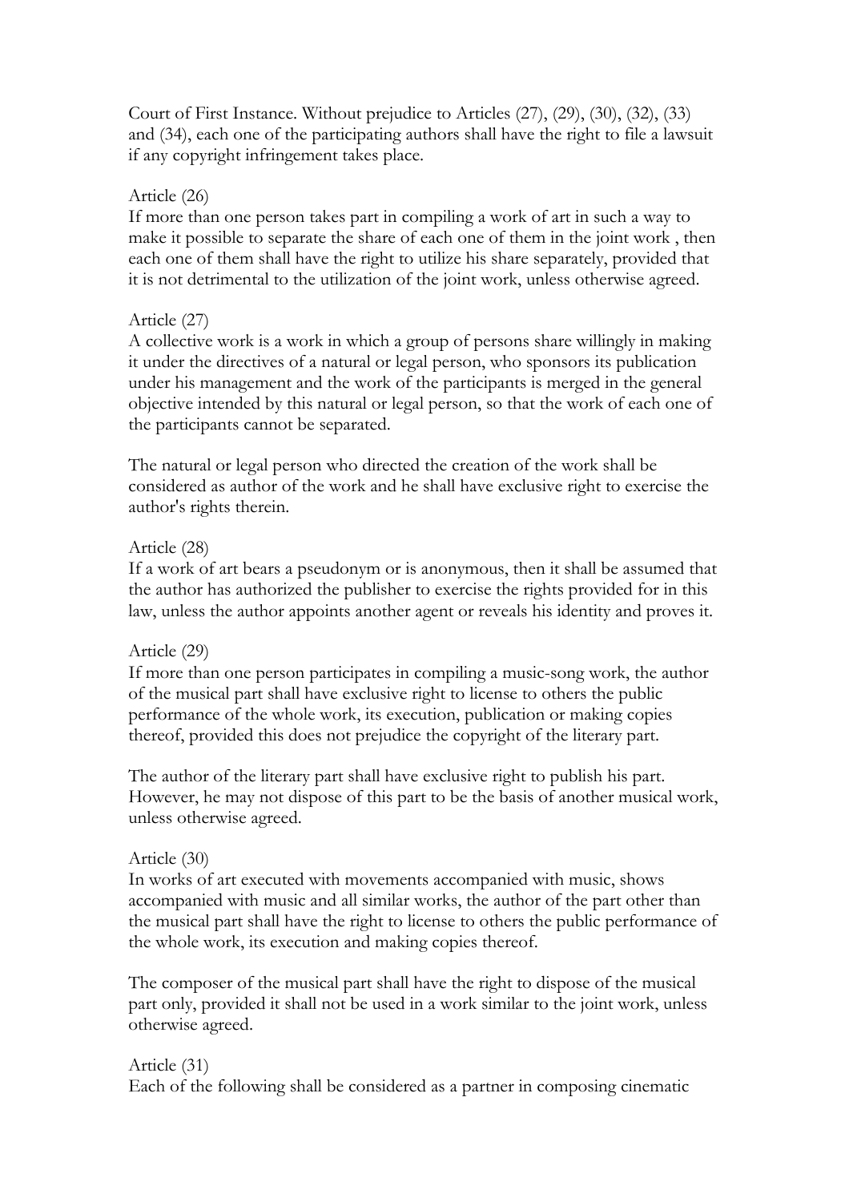Court of First Instance. Without prejudice to Articles (27), (29), (30), (32), (33) and (34), each one of the participating authors shall have the right to file a lawsuit if any copyright infringement takes place.

Article (26)

If more than one person takes part in compiling a work of art in such a way to make it possible to separate the share of each one of them in the joint work , then each one of them shall have the right to utilize his share separately, provided that it is not detrimental to the utilization of the joint work, unless otherwise agreed.

Article (27)

A collective work is a work in which a group of persons share willingly in making it under the directives of a natural or legal person, who sponsors its publication under his management and the work of the participants is merged in the general objective intended by this natural or legal person, so that the work of each one of the participants cannot be separated.

The natural or legal person who directed the creation of the work shall be considered as author of the work and he shall have exclusive right to exercise the author's rights therein.

Article (28)

If a work of art bears a pseudonym or is anonymous, then it shall be assumed that the author has authorized the publisher to exercise the rights provided for in this law, unless the author appoints another agent or reveals his identity and proves it.

Article (29)

If more than one person participates in compiling a music-song work, the author of the musical part shall have exclusive right to license to others the public performance of the whole work, its execution, publication or making copies thereof, provided this does not prejudice the copyright of the literary part.

The author of the literary part shall have exclusive right to publish his part. However, he may not dispose of this part to be the basis of another musical work, unless otherwise agreed.

Article (30)

In works of art executed with movements accompanied with music, shows accompanied with music and all similar works, the author of the part other than the musical part shall have the right to license to others the public performance of the whole work, its execution and making copies thereof.

The composer of the musical part shall have the right to dispose of the musical part only, provided it shall not be used in a work similar to the joint work, unless otherwise agreed.

Article (31)

Each of the following shall be considered as a partner in composing cinematic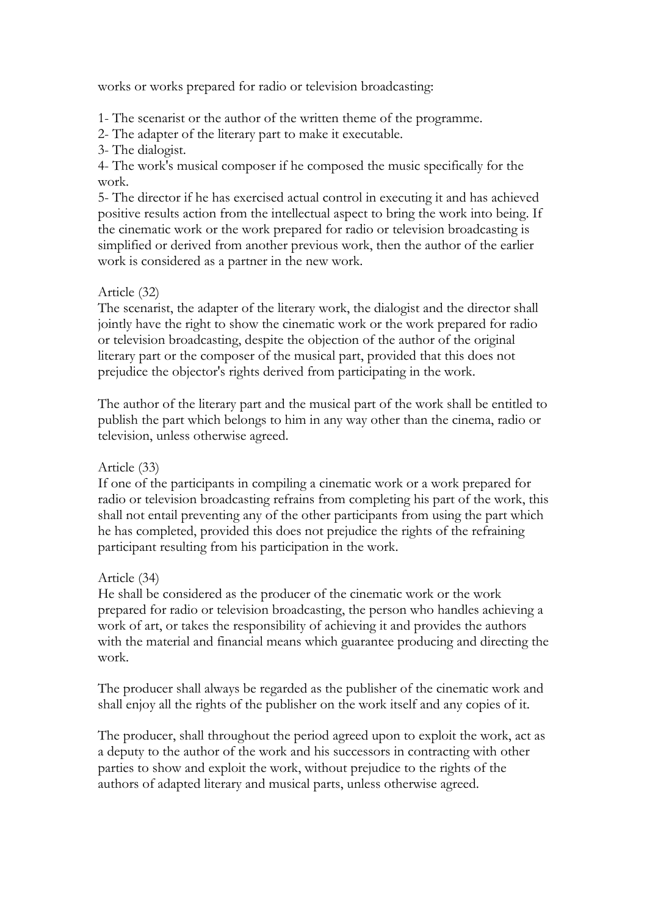works or works prepared for radio or television broadcasting:

1- The scenarist or the author of the written theme of the programme.
2- The adapter of the literary part to make it executable.
3- The dialogist.
4- The work's musical composer if he composed the music specifically for the work.
5- The director if he has exercised actual control in executing it and has achieved positive results action from the intellectual aspect to bring the work into being. If the cinematic work or the work prepared for radio or television broadcasting is simplified or derived from another previous work, then the author of the earlier work is considered as a partner in the new work.

Article (32)
The scenarist, the adapter of the literary work, the dialogist and the director shall jointly have the right to show the cinematic work or the work prepared for radio or television broadcasting, despite the objection of the author of the original literary part or the composer of the musical part, provided that this does not prejudice the objector's rights derived from participating in the work.

The author of the literary part and the musical part of the work shall be entitled to publish the part which belongs to him in any way other than the cinema, radio or television, unless otherwise agreed.

Article (33)
If one of the participants in compiling a cinematic work or a work prepared for radio or television broadcasting refrains from completing his part of the work, this shall not entail preventing any of the other participants from using the part which he has completed, provided this does not prejudice the rights of the refraining participant resulting from his participation in the work.

Article (34)
He shall be considered as the producer of the cinematic work or the work prepared for radio or television broadcasting, the person who handles achieving a work of art, or takes the responsibility of achieving it and provides the authors with the material and financial means which guarantee producing and directing the work.

The producer shall always be regarded as the publisher of the cinematic work and shall enjoy all the rights of the publisher on the work itself and any copies of it.

The producer, shall throughout the period agreed upon to exploit the work, act as a deputy to the author of the work and his successors in contracting with other parties to show and exploit the work, without prejudice to the rights of the authors of adapted literary and musical parts, unless otherwise agreed.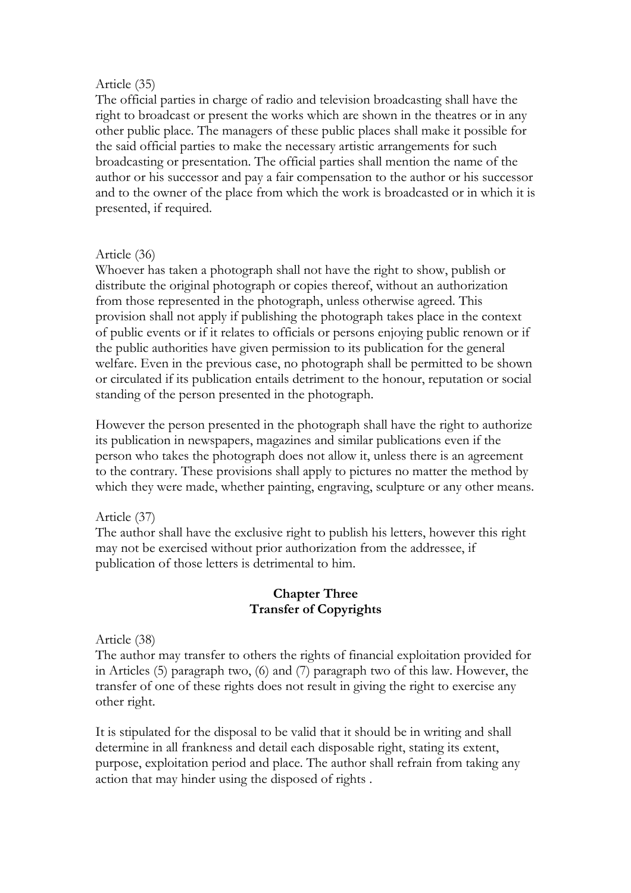Article (35)
The official parties in charge of radio and television broadcasting shall have the right to broadcast or present the works which are shown in the theatres or in any other public place. The managers of these public places shall make it possible for the said official parties to make the necessary artistic arrangements for such broadcasting or presentation. The official parties shall mention the name of the author or his successor and pay a fair compensation to the author or his successor and to the owner of the place from which the work is broadcasted or in which it is presented, if required.

Article (36)
Whoever has taken a photograph shall not have the right to show, publish or distribute the original photograph or copies thereof, without an authorization from those represented in the photograph, unless otherwise agreed. This provision shall not apply if publishing the photograph takes place in the context of public events or if it relates to officials or persons enjoying public renown or if the public authorities have given permission to its publication for the general welfare. Even in the previous case, no photograph shall be permitted to be shown or circulated if its publication entails detriment to the honour, reputation or social standing of the person presented in the photograph.

However the person presented in the photograph shall have the right to authorize its publication in newspapers, magazines and similar publications even if the person who takes the photograph does not allow it, unless there is an agreement to the contrary. These provisions shall apply to pictures no matter the method by which they were made, whether painting, engraving, sculpture or any other means.

Article (37)
The author shall have the exclusive right to publish his letters, however this right may not be exercised without prior authorization from the addressee, if publication of those letters is detrimental to him.

## Chapter Three
## Transfer of Copyrights

Article (38)
The author may transfer to others the rights of financial exploitation provided for in Articles (5) paragraph two, (6) and (7) paragraph two of this law. However, the transfer of one of these rights does not result in giving the right to exercise any other right.

It is stipulated for the disposal to be valid that it should be in writing and shall determine in all frankness and detail each disposable right, stating its extent, purpose, exploitation period and place. The author shall refrain from taking any action that may hinder using the disposed of rights .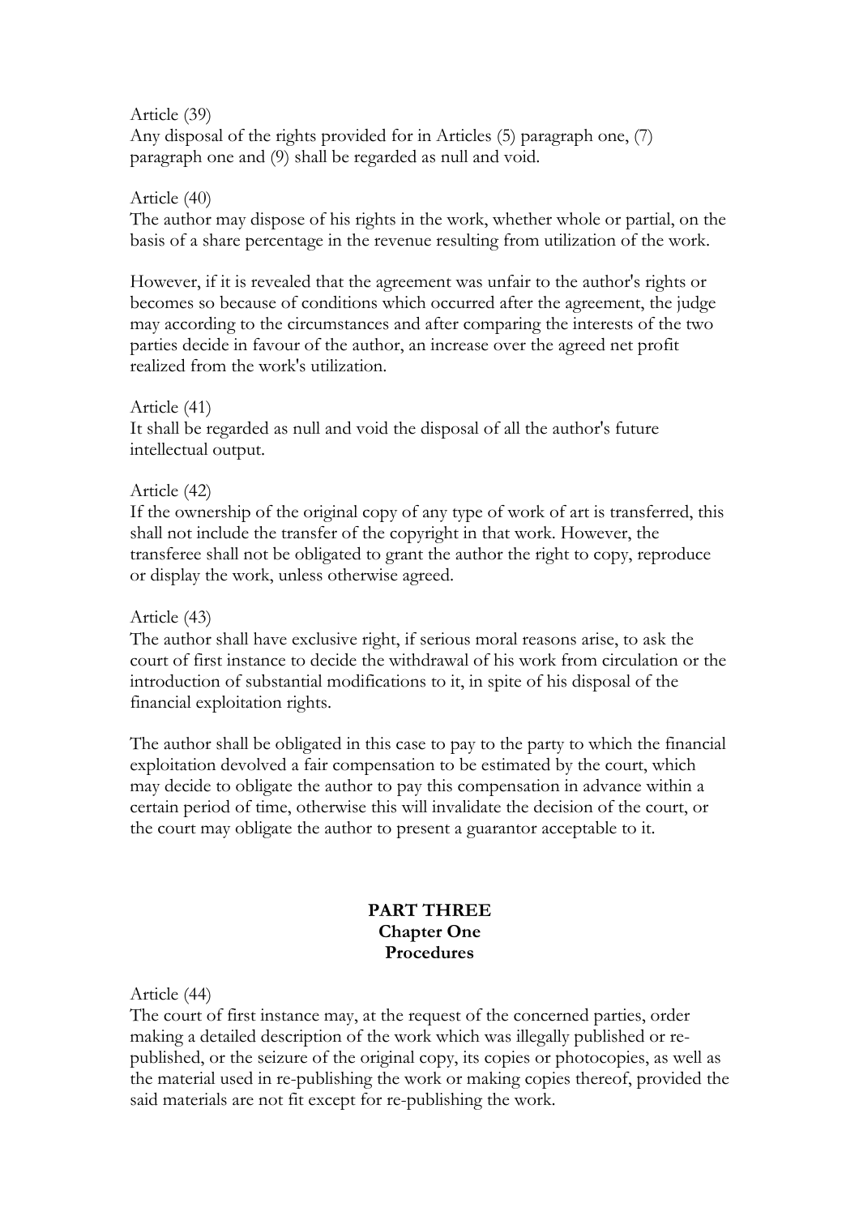Article (39)
Any disposal of the rights provided for in Articles (5) paragraph one, (7) paragraph one and (9) shall be regarded as null and void.

Article (40)
The author may dispose of his rights in the work, whether whole or partial, on the basis of a share percentage in the revenue resulting from utilization of the work.

However, if it is revealed that the agreement was unfair to the author's rights or becomes so because of conditions which occurred after the agreement, the judge may according to the circumstances and after comparing the interests of the two parties decide in favour of the author, an increase over the agreed net profit realized from the work's utilization.

Article (41)
It shall be regarded as null and void the disposal of all the author's future intellectual output.

Article (42)
If the ownership of the original copy of any type of work of art is transferred, this shall not include the transfer of the copyright in that work. However, the transferee shall not be obligated to grant the author the right to copy, reproduce or display the work, unless otherwise agreed.

Article (43)
The author shall have exclusive right, if serious moral reasons arise, to ask the court of first instance to decide the withdrawal of his work from circulation or the introduction of substantial modifications to it, in spite of his disposal of the financial exploitation rights.

The author shall be obligated in this case to pay to the party to which the financial exploitation devolved a fair compensation to be estimated by the court, which may decide to obligate the author to pay this compensation in advance within a certain period of time, otherwise this will invalidate the decision of the court, or the court may obligate the author to present a guarantor acceptable to it.

## PART THREE
### Chapter One
### Procedures

Article (44)
The court of first instance may, at the request of the concerned parties, order making a detailed description of the work which was illegally published or re-published, or the seizure of the original copy, its copies or photocopies, as well as the material used in re-publishing the work or making copies thereof, provided the said materials are not fit except for re-publishing the work.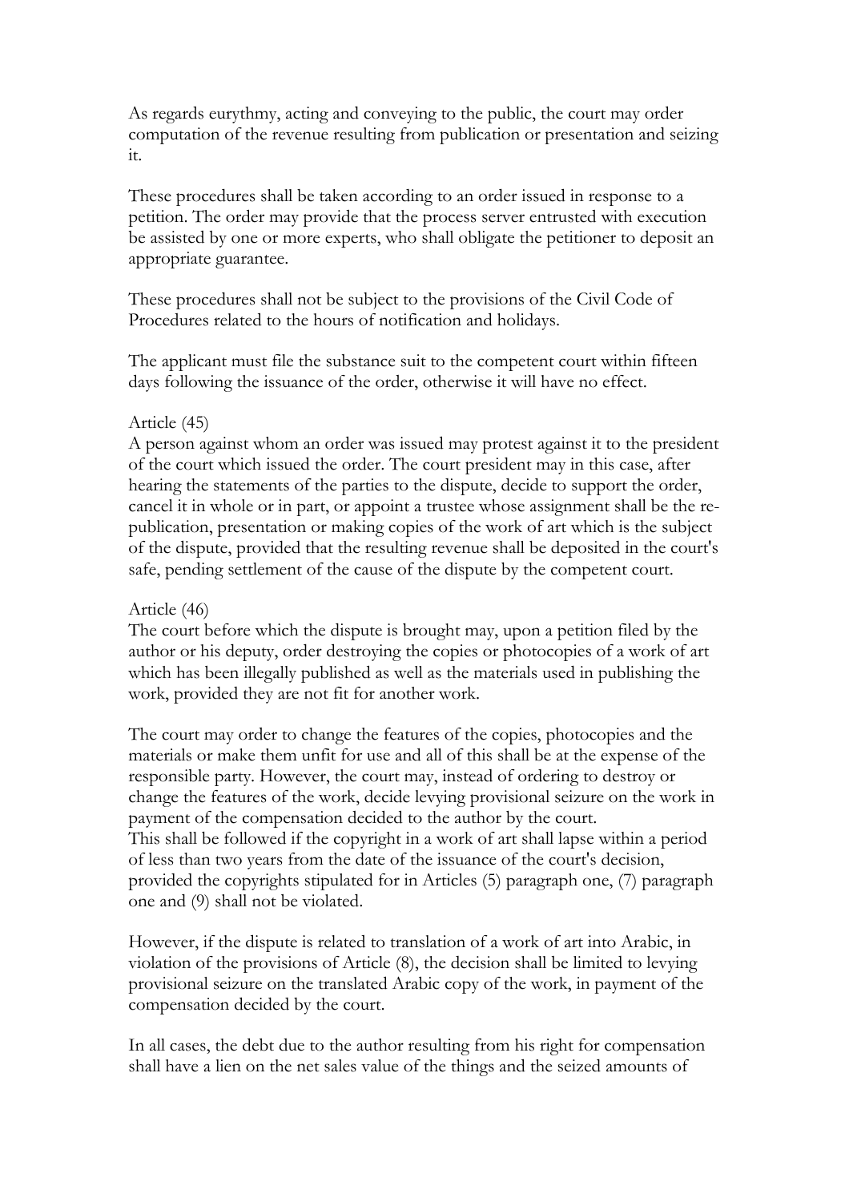As regards eurythmy, acting and conveying to the public, the court may order computation of the revenue resulting from publication or presentation and seizing it.

These procedures shall be taken according to an order issued in response to a petition. The order may provide that the process server entrusted with execution be assisted by one or more experts, who shall obligate the petitioner to deposit an appropriate guarantee.

These procedures shall not be subject to the provisions of the Civil Code of Procedures related to the hours of notification and holidays.

The applicant must file the substance suit to the competent court within fifteen days following the issuance of the order, otherwise it will have no effect.

Article (45)

A person against whom an order was issued may protest against it to the president of the court which issued the order. The court president may in this case, after hearing the statements of the parties to the dispute, decide to support the order, cancel it in whole or in part, or appoint a trustee whose assignment shall be the re-publication, presentation or making copies of the work of art which is the subject of the dispute, provided that the resulting revenue shall be deposited in the court's safe, pending settlement of the cause of the dispute by the competent court.

Article (46)

The court before which the dispute is brought may, upon a petition filed by the author or his deputy, order destroying the copies or photocopies of a work of art which has been illegally published as well as the materials used in publishing the work, provided they are not fit for another work.

The court may order to change the features of the copies, photocopies and the materials or make them unfit for use and all of this shall be at the expense of the responsible party. However, the court may, instead of ordering to destroy or change the features of the work, decide levying provisional seizure on the work in payment of the compensation decided to the author by the court.
This shall be followed if the copyright in a work of art shall lapse within a period of less than two years from the date of the issuance of the court's decision, provided the copyrights stipulated for in Articles (5) paragraph one, (7) paragraph one and (9) shall not be violated.

However, if the dispute is related to translation of a work of art into Arabic, in violation of the provisions of Article (8), the decision shall be limited to levying provisional seizure on the translated Arabic copy of the work, in payment of the compensation decided by the court.

In all cases, the debt due to the author resulting from his right for compensation shall have a lien on the net sales value of the things and the seized amounts of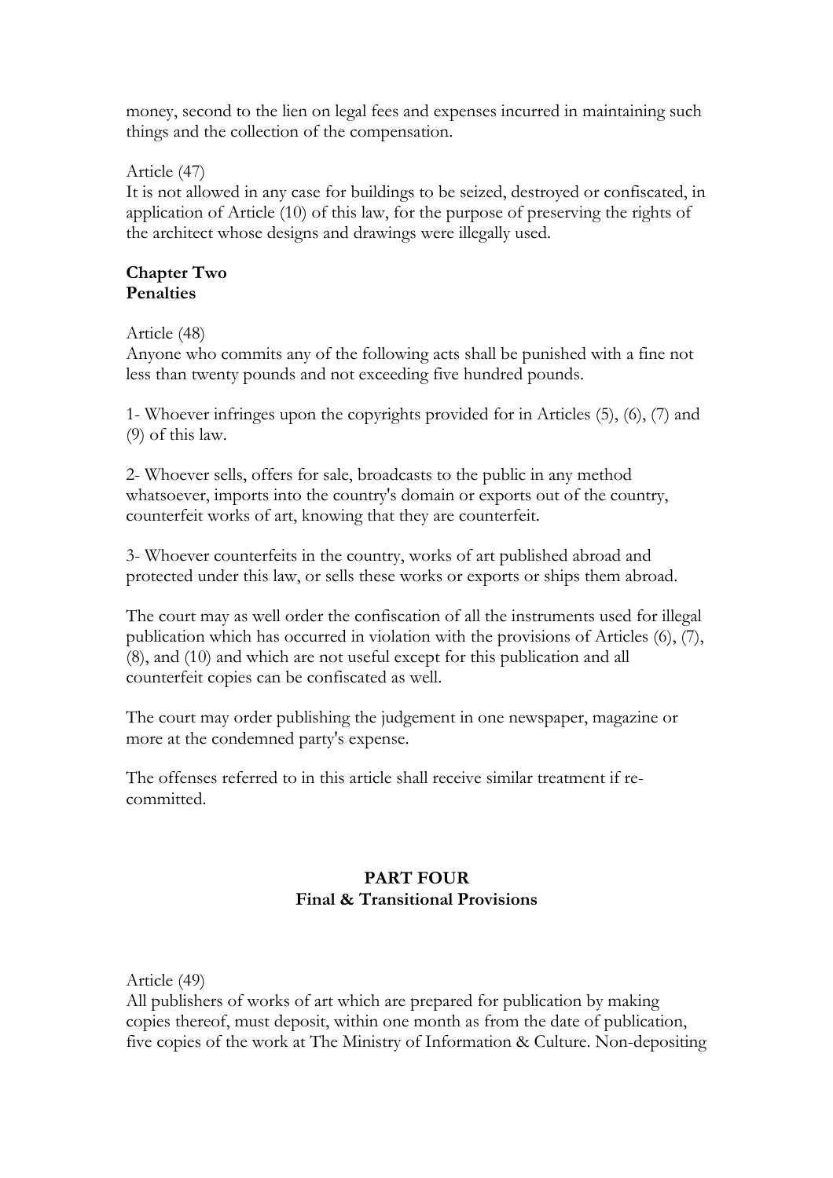money, second to the lien on legal fees and expenses incurred in maintaining such things and the collection of the compensation.

Article (47)
It is not allowed in any case for buildings to be seized, destroyed or confiscated, in application of Article (10) of this law, for the purpose of preserving the rights of the architect whose designs and drawings were illegally used.

## Chapter Two
## Penalties

Article (48)
Anyone who commits any of the following acts shall be punished with a fine not less than twenty pounds and not exceeding five hundred pounds.

1- Whoever infringes upon the copyrights provided for in Articles (5), (6), (7) and (9) of this law.

2- Whoever sells, offers for sale, broadcasts to the public in any method whatsoever, imports into the country's domain or exports out of the country, counterfeit works of art, knowing that they are counterfeit.

3- Whoever counterfeits in the country, works of art published abroad and protected under this law, or sells these works or exports or ships them abroad.

The court may as well order the confiscation of all the instruments used for illegal publication which has occurred in violation with the provisions of Articles (6), (7), (8), and (10) and which are not useful except for this publication and all counterfeit copies can be confiscated as well.

The court may order publishing the judgement in one newspaper, magazine or more at the condemned party's expense.

The offenses referred to in this article shall receive similar treatment if re-committed.

# PART FOUR
## Final & Transitional Provisions

Article (49)
All publishers of works of art which are prepared for publication by making copies thereof, must deposit, within one month as from the date of publication, five copies of the work at The Ministry of Information & Culture. Non-depositing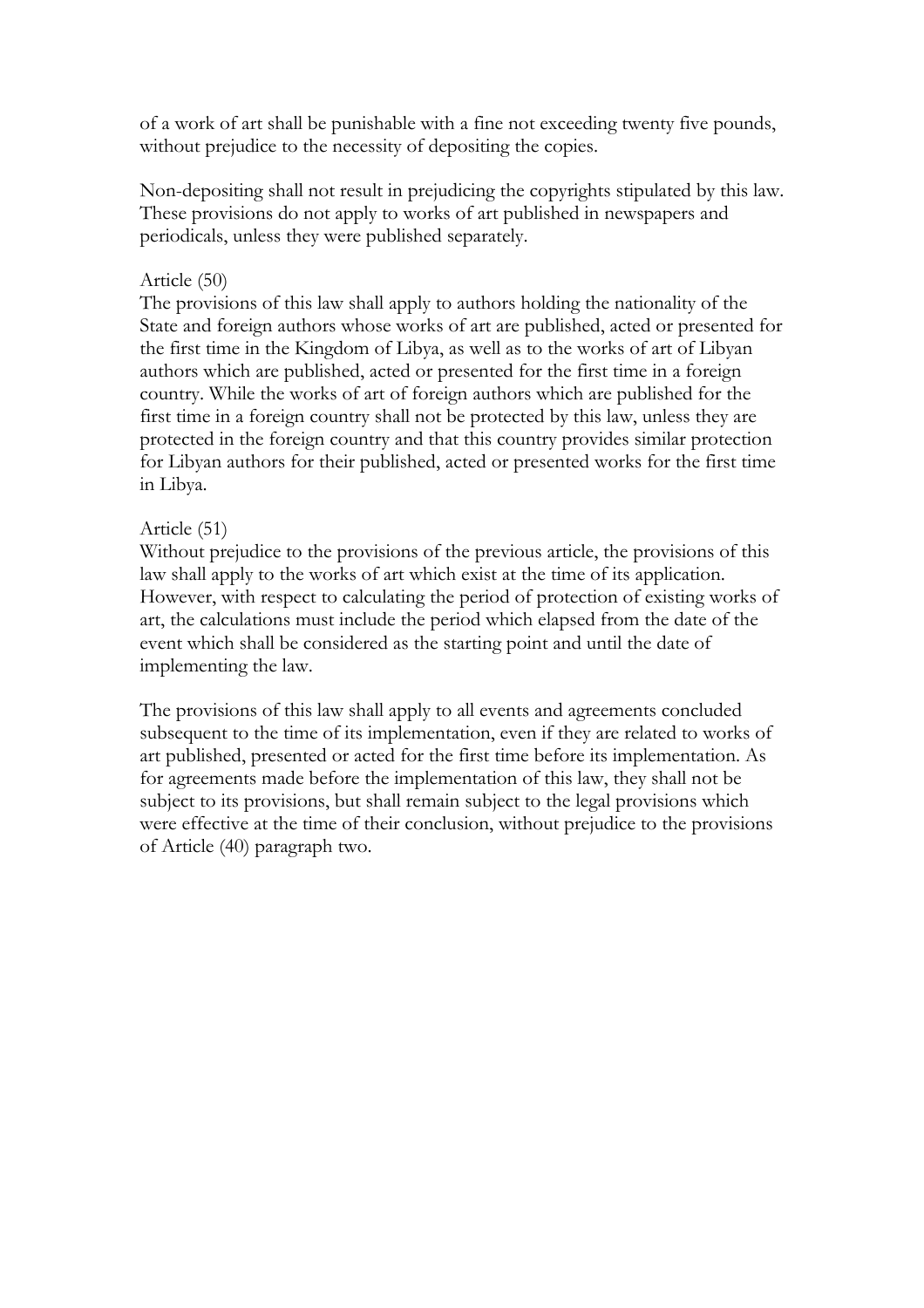of a work of art shall be punishable with a fine not exceeding twenty five pounds, without prejudice to the necessity of depositing the copies.

Non-depositing shall not result in prejudicing the copyrights stipulated by this law. These provisions do not apply to works of art published in newspapers and periodicals, unless they were published separately.

Article (50)
The provisions of this law shall apply to authors holding the nationality of the State and foreign authors whose works of art are published, acted or presented for the first time in the Kingdom of Libya, as well as to the works of art of Libyan authors which are published, acted or presented for the first time in a foreign country. While the works of art of foreign authors which are published for the first time in a foreign country shall not be protected by this law, unless they are protected in the foreign country and that this country provides similar protection for Libyan authors for their published, acted or presented works for the first time in Libya.

Article (51)
Without prejudice to the provisions of the previous article, the provisions of this law shall apply to the works of art which exist at the time of its application. However, with respect to calculating the period of protection of existing works of art, the calculations must include the period which elapsed from the date of the event which shall be considered as the starting point and until the date of implementing the law.

The provisions of this law shall apply to all events and agreements concluded subsequent to the time of its implementation, even if they are related to works of art published, presented or acted for the first time before its implementation. As for agreements made before the implementation of this law, they shall not be subject to its provisions, but shall remain subject to the legal provisions which were effective at the time of their conclusion, without prejudice to the provisions of Article (40) paragraph two.